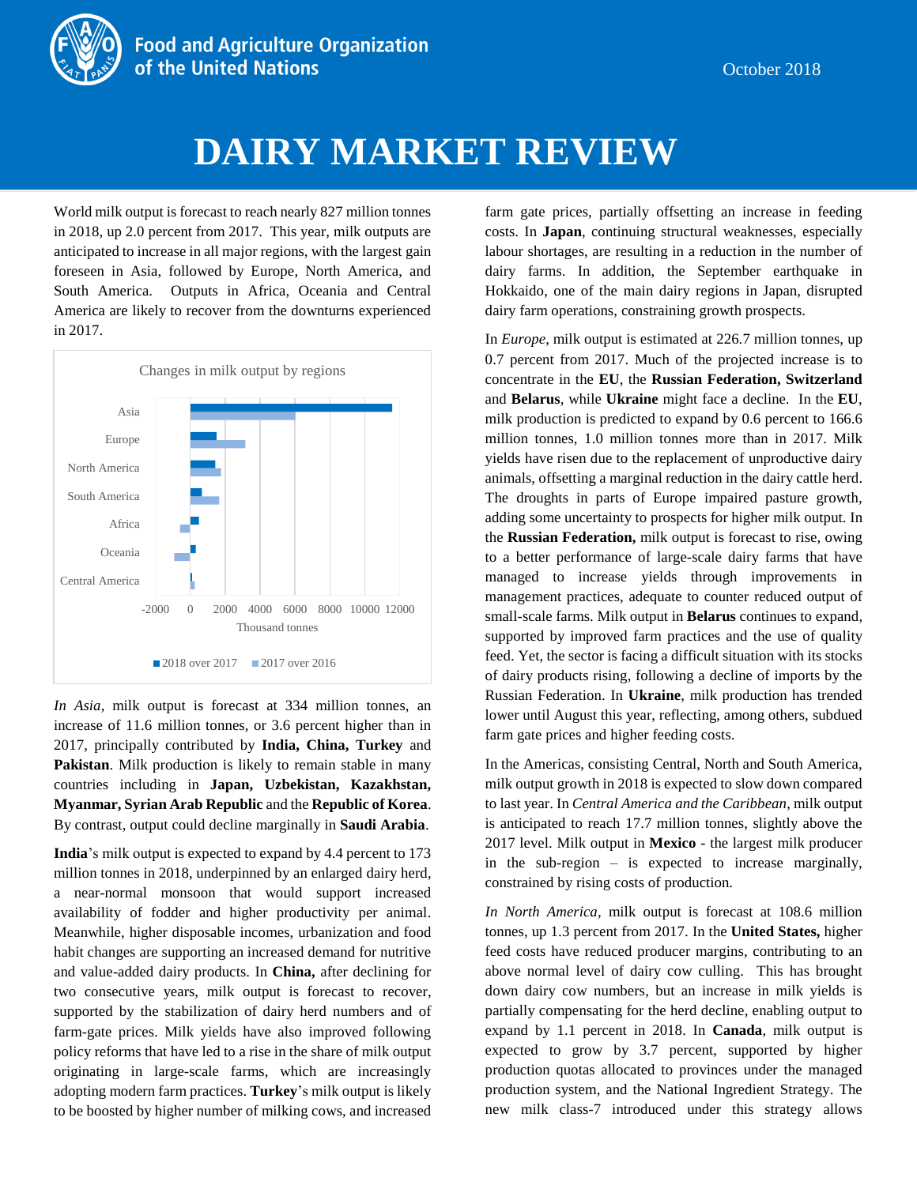Food and Agriculture Organization of the United Nations

October 2018

# DAIRY MARKET REVIEW

World milk output is forecast to reach nearly 827 million tonnes in 2018, up 2.0 percent from 2017. This year, milk outputs are anticipated to increase in all major regions, with the largest gain foreseen in Asia, followed by Europe, North America, and South America. Outputs in Africa, Oceania and Central America are likely to recover from the downturns experienced in 2017.

Changes in milk output by regions

Asia, Europe, North America, South America, Africa, Oceania, Central America

-2000 0 2000 4000 6000 8000 10000 12000

Thousand tonnes

2018 over 2017 ■ 2017 over 2016

*In Asia*, milk output is forecast at 334 million tonnes, an increase of 11.6 million tonnes, or 3.6 percent higher than in 2017, principally contributed by **India, China, Turkey** and **Pakistan**. Milk production is likely to remain stable in many countries including in **Japan, Uzbekistan, Kazakhstan, Myanmar, Syrian Arab Republic** and the **Republic of Korea**. By contrast, output could decline marginally in **Saudi Arabia**.

**India**'s milk output is expected to expand by 4.4 percent to 173 million tonnes in 2018, underpinned by an enlarged dairy herd, a near-normal monsoon that would support increased availability of fodder and higher productivity per animal. Meanwhile, higher disposable incomes, urbanization and food habit changes are supporting an increased demand for nutritive and value-added dairy products. In **China,** after declining for two consecutive years, milk output is forecast to recover, supported by the stabilization of dairy herd numbers and of farm-gate prices. Milk yields have also improved following policy reforms that have led to a rise in the share of milk output originating in large-scale farms, which are increasingly adopting modern farm practices. **Turkey**'s milk output is likely to be boosted by higher number of milking cows, and increased farm gate prices, partially offsetting an increase in feeding costs. In **Japan**, continuing structural weaknesses, especially labour shortages, are resulting in a reduction in the number of dairy farms. In addition, the September earthquake in Hokkaido, one of the main dairy regions in Japan, disrupted dairy farm operations, constraining growth prospects.

In *Europe*, milk output is estimated at 226.7 million tonnes, up 0.7 percent from 2017. Much of the projected increase is to concentrate in the **EU**, the **Russian Federation, Switzerland** and **Belarus**, while **Ukraine** might face a decline. In the **EU**, milk production is predicted to expand by 0.6 percent to 166.6 million tonnes, 1.0 million tonnes more than in 2017. Milk yields have risen due to the replacement of unproductive dairy animals, offsetting a marginal reduction in the dairy cattle herd. The droughts in parts of Europe impaired pasture growth, adding some uncertainty to prospects for higher milk output. In the **Russian Federation,** milk output is forecast to rise, owing to a better performance of large-scale dairy farms that have managed to increase yields through improvements in management practices, adequate to counter reduced output of small-scale farms. Milk output in **Belarus** continues to expand, supported by improved farm practices and the use of quality feed. Yet, the sector is facing a difficult situation with its stocks of dairy products rising, following a decline of imports by the Russian Federation. In **Ukraine**, milk production has trended lower until August this year, reflecting, among others, subdued farm gate prices and higher feeding costs.

In the Americas, consisting Central, North and South America, milk output growth in 2018 is expected to slow down compared to last year. In *Central America and the Caribbean*, milk output is anticipated to reach 17.7 million tonnes, slightly above the 2017 level. Milk output in **Mexico** - the largest milk producer in the sub-region – is expected to increase marginally, constrained by rising costs of production.

*In North America*, milk output is forecast at 108.6 million tonnes, up 1.3 percent from 2017. In the **United States,** higher feed costs have reduced producer margins, contributing to an above normal level of dairy cow culling. This has brought down dairy cow numbers, but an increase in milk yields is partially compensating for the herd decline, enabling output to expand by 1.1 percent in 2018. In **Canada**, milk output is expected to grow by 3.7 percent, supported by higher production quotas allocated to provinces under the managed production system, and the National Ingredient Strategy. The new milk class-7 introduced under this strategy allows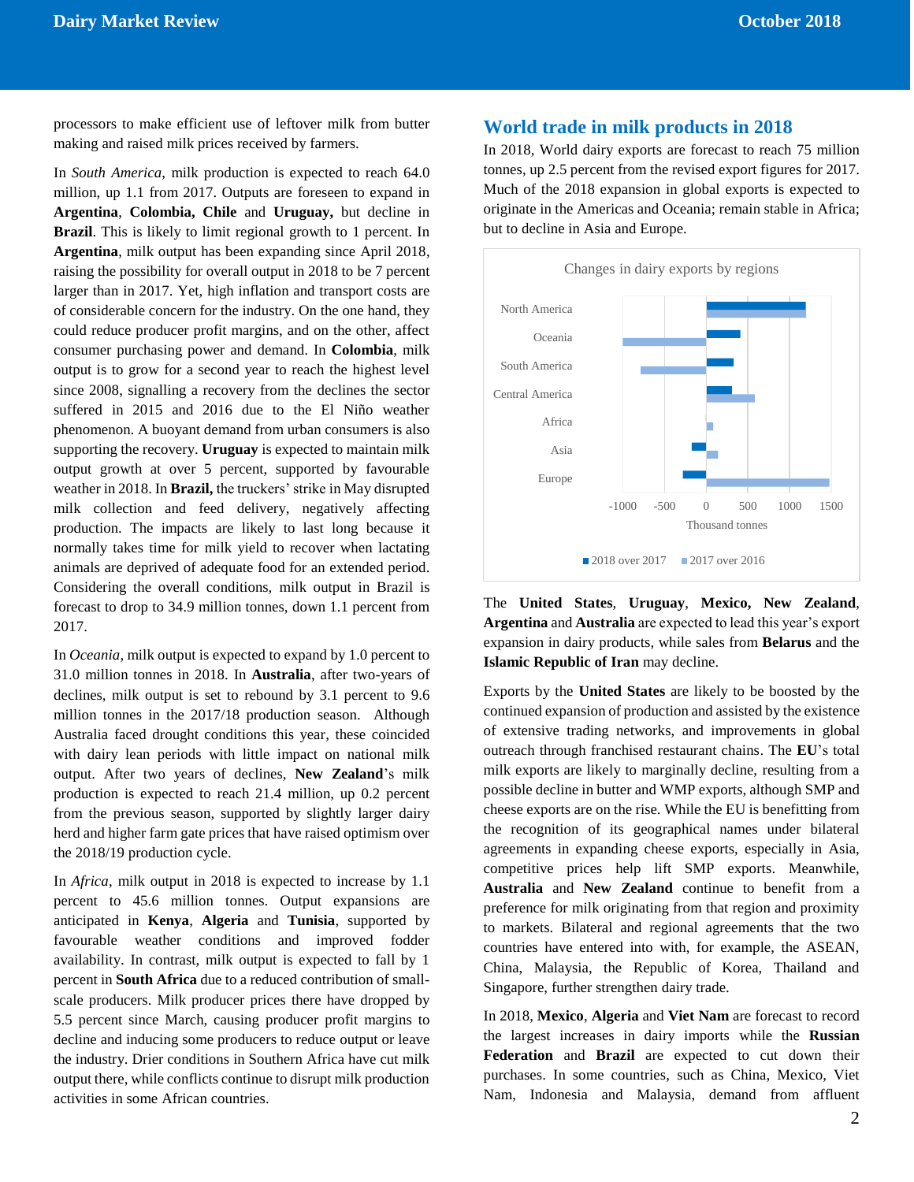processors to make efficient use of leftover milk from butter making and raised milk prices received by farmers.

In *South America*, milk production is expected to reach 64.0 million, up 1.1 from 2017. Outputs are foreseen to expand in **Argentina**, **Colombia**, **Chile** and **Uruguay**, but decline in **Brazil**. This is likely to limit regional growth to 1 percent. In **Argentina**, milk output has been expanding since April 2018, raising the possibility for overall output in 2018 to be 7 percent larger than in 2017. Yet, high inflation and transport costs are of considerable concern for the industry. On the one hand, they could reduce producer profit margins, and on the other, affect consumer purchasing power and demand. In **Colombia**, milk output is to grow for a second year to reach the highest level since 2008, signalling a recovery from the declines the sector suffered in 2015 and 2016 due to the El Niño weather phenomenon. A buoyant demand from urban consumers is also supporting the recovery. **Uruguay** is expected to maintain milk output growth at over 5 percent, supported by favourable weather in 2018. In **Brazil,** the truckers' strike in May disrupted milk collection and feed delivery, negatively affecting production. The impacts are likely to last long because it normally takes time for milk yield to recover when lactating animals are deprived of adequate food for an extended period. Considering the overall conditions, milk output in Brazil is forecast to drop to 34.9 million tonnes, down 1.1 percent from 2017.

In *Oceania*, milk output is expected to expand by 1.0 percent to 31.0 million tonnes in 2018. In **Australia**, after two-years of declines, milk output is set to rebound by 3.1 percent to 9.6 million tonnes in the 2017/18 production season. Although Australia faced drought conditions this year, these coincided with dairy lean periods with little impact on national milk output. After two years of declines, **New Zealand**'s milk production is expected to reach 21.4 million, up 0.2 percent from the previous season, supported by slightly larger dairy herd and higher farm gate prices that have raised optimism over the 2018/19 production cycle.

In *Africa*, milk output in 2018 is expected to increase by 1.1 percent to 45.6 million tonnes. Output expansions are anticipated in **Kenya**, **Algeria** and **Tunisia**, supported by favourable weather conditions and improved fodder availability. In contrast, milk output is expected to fall by 1 percent in **South Africa** due to a reduced contribution of small-scale producers. Milk producer prices there have dropped by 5.5 percent since March, causing producer profit margins to decline and inducing some producers to reduce output or leave the industry. Drier conditions in Southern Africa have cut milk output there, while conflicts continue to disrupt milk production activities in some African countries.

## World trade in milk products in 2018

In 2018, World dairy exports are forecast to reach 75 million tonnes, up 2.5 percent from the revised export figures for 2017. Much of the 2018 expansion in global exports is expected to originate in the Americas and Oceania; remain stable in Africa; but to decline in Asia and Europe.

Changes in dairy exports by regions

The **United States**, **Uruguay**, **Mexico, New Zealand**, **Argentina** and **Australia** are expected to lead this year's export expansion in dairy products, while sales from **Belarus** and the **Islamic Republic of Iran** may decline.

Exports by the **United States** are likely to be boosted by the continued expansion of production and assisted by the existence of extensive trading networks, and improvements in global outreach through franchised restaurant chains. The **EU**'s total milk exports are likely to marginally decline, resulting from a possible decline in butter and WMP exports, although SMP and cheese exports are on the rise. While the EU is benefitting from the recognition of its geographical names under bilateral agreements in expanding cheese exports, especially in Asia, competitive prices help lift SMP exports. Meanwhile, **Australia** and **New Zealand** continue to benefit from a preference for milk originating from that region and proximity to markets. Bilateral and regional agreements that the two countries have entered into with, for example, the ASEAN, China, Malaysia, the Republic of Korea, Thailand and Singapore, further strengthen dairy trade.

In 2018, **Mexico**, **Algeria** and **Viet Nam** are forecast to record the largest increases in dairy imports while the **Russian Federation** and **Brazil** are expected to cut down their purchases. In some countries, such as China, Mexico, Viet Nam, Indonesia and Malaysia, demand from affluent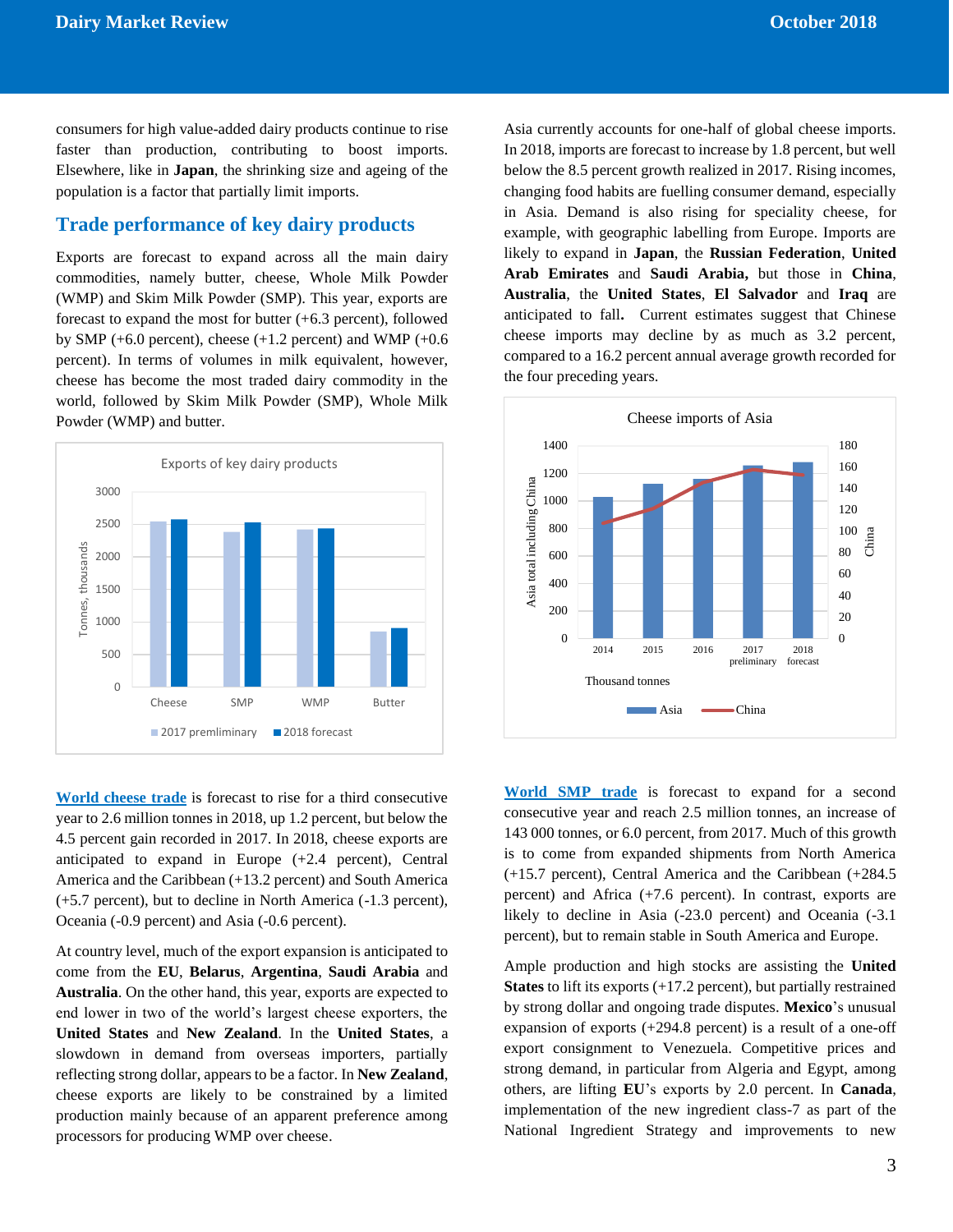consumers for high value-added dairy products continue to rise faster than production, contributing to boost imports. Elsewhere, like in **Japan**, the shrinking size and ageing of the population is a factor that partially limit imports.

## Trade performance of key dairy products

Exports are forecast to expand across all the main dairy commodities, namely butter, cheese, Whole Milk Powder (WMP) and Skim Milk Powder (SMP). This year, exports are forecast to expand the most for butter (+6.3 percent), followed by SMP (+6.0 percent), cheese (+1.2 percent) and WMP (+0.6 percent). In terms of volumes in milk equivalent, however, cheese has become the most traded dairy commodity in the world, followed by Skim Milk Powder (SMP), Whole Milk Powder (WMP) and butter.

Exports of key dairy products

Tonnes, thousands

| | Cheese | SMP | WMP | Butter |
|---|---|---|---|---|
| 2017 premliminary | ~2540 | ~2380 | ~2420 | ~850 |
| 2018 forecast | ~2570 | ~2520 | ~2440 | ~900 |

**World cheese trade** is forecast to rise for a third consecutive year to 2.6 million tonnes in 2018, up 1.2 percent, but below the 4.5 percent gain recorded in 2017. In 2018, cheese exports are anticipated to expand in Europe (+2.4 percent), Central America and the Caribbean (+13.2 percent) and South America (+5.7 percent), but to decline in North America (-1.3 percent), Oceania (-0.9 percent) and Asia (-0.6 percent).

At country level, much of the export expansion is anticipated to come from the **EU**, **Belarus**, **Argentina**, **Saudi Arabia** and **Australia**. On the other hand, this year, exports are expected to end lower in two of the world's largest cheese exporters, the **United States** and **New Zealand**. In the **United States**, a slowdown in demand from overseas importers, partially reflecting strong dollar, appears to be a factor. In **New Zealand**, cheese exports are likely to be constrained by a limited production mainly because of an apparent preference among processors for producing WMP over cheese.

Asia currently accounts for one-half of global cheese imports. In 2018, imports are forecast to increase by 1.8 percent, but well below the 8.5 percent growth realized in 2017. Rising incomes, changing food habits are fuelling consumer demand, especially in Asia. Demand is also rising for speciality cheese, for example, with geographic labelling from Europe. Imports are likely to expand in **Japan**, the **Russian Federation**, **United Arab Emirates** and **Saudi Arabia,** but those in **China**, **Australia**, the **United States**, **El Salvador** and **Iraq** are anticipated to fall**.** Current estimates suggest that Chinese cheese imports may decline by as much as 3.2 percent, compared to a 16.2 percent annual average growth recorded for the four preceding years.

Cheese imports of Asia

Thousand tonnes

| | 2014 | 2015 | 2016 | 2017 preliminary | 2018 forecast |
|---|---|---|---|---|---|
| Asia (total including China) | ~1020 | ~1120 | ~1160 | ~1250 | ~1280 |
| China | ~108 | ~122 | ~147 | ~160 | ~155 |

**World SMP trade** is forecast to expand for a second consecutive year and reach 2.5 million tonnes, an increase of 143 000 tonnes, or 6.0 percent, from 2017. Much of this growth is to come from expanded shipments from North America (+15.7 percent), Central America and the Caribbean (+284.5 percent) and Africa (+7.6 percent). In contrast, exports are likely to decline in Asia (-23.0 percent) and Oceania (-3.1 percent), but to remain stable in South America and Europe.

Ample production and high stocks are assisting the **United States** to lift its exports (+17.2 percent), but partially restrained by strong dollar and ongoing trade disputes. **Mexico**'s unusual expansion of exports (+294.8 percent) is a result of a one-off export consignment to Venezuela. Competitive prices and strong demand, in particular from Algeria and Egypt, among others, are lifting **EU**'s exports by 2.0 percent. In **Canada**, implementation of the new ingredient class-7 as part of the National Ingredient Strategy and improvements to new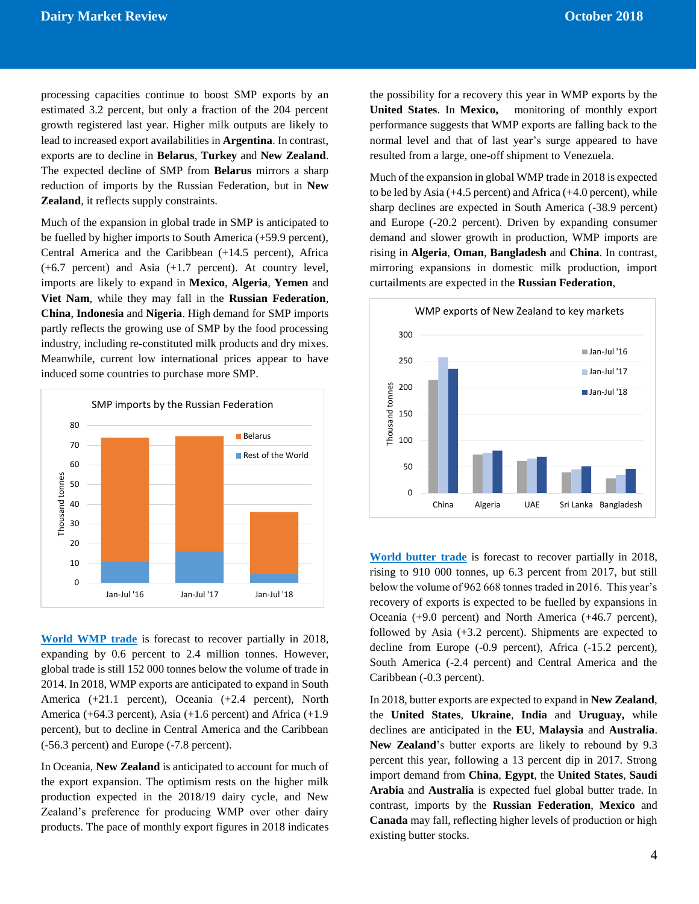processing capacities continue to boost SMP exports by an estimated 3.2 percent, but only a fraction of the 204 percent growth registered last year. Higher milk outputs are likely to lead to increased export availabilities in **Argentina**. In contrast, exports are to decline in **Belarus**, **Turkey** and **New Zealand**. The expected decline of SMP from **Belarus** mirrors a sharp reduction of imports by the Russian Federation, but in **New Zealand**, it reflects supply constraints.

Much of the expansion in global trade in SMP is anticipated to be fuelled by higher imports to South America (+59.9 percent), Central America and the Caribbean (+14.5 percent), Africa (+6.7 percent) and Asia (+1.7 percent). At country level, imports are likely to expand in **Mexico**, **Algeria**, **Yemen** and **Viet Nam**, while they may fall in the **Russian Federation**, **China**, **Indonesia** and **Nigeria**. High demand for SMP imports partly reflects the growing use of SMP by the food processing industry, including re-constituted milk products and dry mixes. Meanwhile, current low international prices appear to have induced some countries to purchase more SMP.

SMP imports by the Russian Federation

**World WMP trade** is forecast to recover partially in 2018, expanding by 0.6 percent to 2.4 million tonnes. However, global trade is still 152 000 tonnes below the volume of trade in 2014. In 2018, WMP exports are anticipated to expand in South America (+21.1 percent), Oceania (+2.4 percent), North America (+64.3 percent), Asia (+1.6 percent) and Africa (+1.9 percent), but to decline in Central America and the Caribbean (-56.3 percent) and Europe (-7.8 percent).

In Oceania, **New Zealand** is anticipated to account for much of the export expansion. The optimism rests on the higher milk production expected in the 2018/19 dairy cycle, and New Zealand's preference for producing WMP over other dairy products. The pace of monthly export figures in 2018 indicates the possibility for a recovery this year in WMP exports by the **United States**. In **Mexico,** monitoring of monthly export performance suggests that WMP exports are falling back to the normal level and that of last year's surge appeared to have resulted from a large, one-off shipment to Venezuela.

Much of the expansion in global WMP trade in 2018 is expected to be led by Asia (+4.5 percent) and Africa (+4.0 percent), while sharp declines are expected in South America (-38.9 percent) and Europe (-20.2 percent). Driven by expanding consumer demand and slower growth in production, WMP imports are rising in **Algeria**, **Oman**, **Bangladesh** and **China**. In contrast, mirroring expansions in domestic milk production, import curtailments are expected in the **Russian Federation**,

WMP exports of New Zealand to key markets

**World butter trade** is forecast to recover partially in 2018, rising to 910 000 tonnes, up 6.3 percent from 2017, but still below the volume of 962 668 tonnes traded in 2016. This year's recovery of exports is expected to be fuelled by expansions in Oceania (+9.0 percent) and North America (+46.7 percent), followed by Asia (+3.2 percent). Shipments are expected to decline from Europe (-0.9 percent), Africa (-15.2 percent), South America (-2.4 percent) and Central America and the Caribbean (-0.3 percent).

In 2018, butter exports are expected to expand in **New Zealand**, the **United States**, **Ukraine**, **India** and **Uruguay,** while declines are anticipated in the **EU**, **Malaysia** and **Australia**. **New Zealand**'s butter exports are likely to rebound by 9.3 percent this year, following a 13 percent dip in 2017. Strong import demand from **China**, **Egypt**, the **United States**, **Saudi Arabia** and **Australia** is expected fuel global butter trade. In contrast, imports by the **Russian Federation**, **Mexico** and **Canada** may fall, reflecting higher levels of production or high existing butter stocks.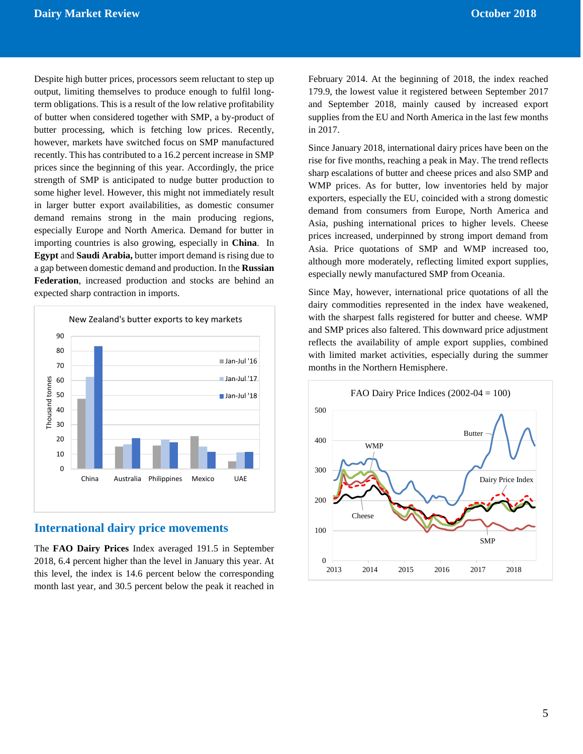Despite high butter prices, processors seem reluctant to step up output, limiting themselves to produce enough to fulfil long-term obligations. This is a result of the low relative profitability of butter when considered together with SMP, a by-product of butter processing, which is fetching low prices. Recently, however, markets have switched focus on SMP manufactured recently. This has contributed to a 16.2 percent increase in SMP prices since the beginning of this year. Accordingly, the price strength of SMP is anticipated to nudge butter production to some higher level. However, this might not immediately result in larger butter export availabilities, as domestic consumer demand remains strong in the main producing regions, especially Europe and North America. Demand for butter in importing countries is also growing, especially in **China**. In **Egypt** and **Saudi Arabia,** butter import demand is rising due to a gap between domestic demand and production. In the **Russian Federation**, increased production and stocks are behind an expected sharp contraction in imports.

## International dairy price movements

The **FAO Dairy Prices** Index averaged 191.5 in September 2018, 6.4 percent higher than the level in January this year. At this level, the index is 14.6 percent below the corresponding month last year, and 30.5 percent below the peak it reached in February 2014. At the beginning of 2018, the index reached 179.9, the lowest value it registered between September 2017 and September 2018, mainly caused by increased export supplies from the EU and North America in the last few months in 2017.

Since January 2018, international dairy prices have been on the rise for five months, reaching a peak in May. The trend reflects sharp escalations of butter and cheese prices and also SMP and WMP prices. As for butter, low inventories held by major exporters, especially the EU, coincided with a strong domestic demand from consumers from Europe, North America and Asia, pushing international prices to higher levels. Cheese prices increased, underpinned by strong import demand from Asia. Price quotations of SMP and WMP increased too, although more moderately, reflecting limited export supplies, especially newly manufactured SMP from Oceania.

Since May, however, international price quotations of all the dairy commodities represented in the index have weakened, with the sharpest falls registered for butter and cheese. WMP and SMP prices also faltered. This downward price adjustment reflects the availability of ample export supplies, combined with limited market activities, especially during the summer months in the Northern Hemisphere.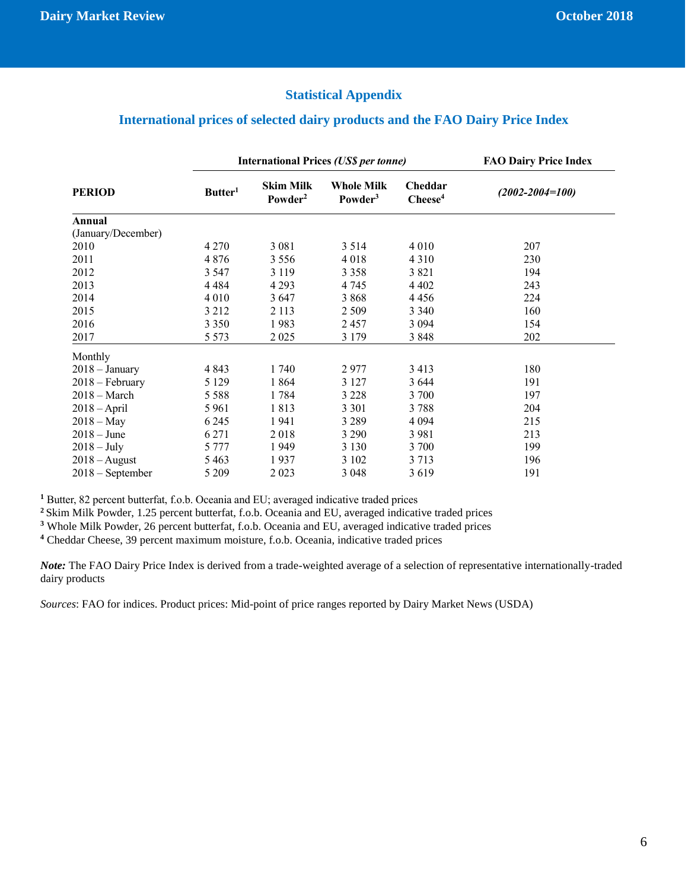## Statistical Appendix

## International prices of selected dairy products and the FAO Dairy Price Index

| | International Prices *(US$ per tonne)* | | | | FAO Dairy Price Index |
|---|---|---|---|---|---|
| **PERIOD** | **Butter**[1] | **Skim Milk Powder**[2] | **Whole Milk Powder**[3] | **Cheddar Cheese**[4] | ***(2002-2004=100)*** |
| **Annual** (January/December) | | | | | |
| 2010 | 4 270 | 3 081 | 3 514 | 4 010 | 207 |
| 2011 | 4 876 | 3 556 | 4 018 | 4 310 | 230 |
| 2012 | 3 547 | 3 119 | 3 358 | 3 821 | 194 |
| 2013 | 4 484 | 4 293 | 4 745 | 4 402 | 243 |
| 2014 | 4 010 | 3 647 | 3 868 | 4 456 | 224 |
| 2015 | 3 212 | 2 113 | 2 509 | 3 340 | 160 |
| 2016 | 3 350 | 1 983 | 2 457 | 3 094 | 154 |
| 2017 | 5 573 | 2 025 | 3 179 | 3 848 | 202 |
| Monthly | | | | | |
| 2018 – January | 4 843 | 1 740 | 2 977 | 3 413 | 180 |
| 2018 – February | 5 129 | 1 864 | 3 127 | 3 644 | 191 |
| 2018 – March | 5 588 | 1 784 | 3 228 | 3 700 | 197 |
| 2018 – April | 5 961 | 1 813 | 3 301 | 3 788 | 204 |
| 2018 – May | 6 245 | 1 941 | 3 289 | 4 094 | 215 |
| 2018 – June | 6 271 | 2 018 | 3 290 | 3 981 | 213 |
| 2018 – July | 5 777 | 1 949 | 3 130 | 3 700 | 199 |
| 2018 – August | 5 463 | 1 937 | 3 102 | 3 713 | 196 |
| 2018 – September | 5 209 | 2 023 | 3 048 | 3 619 | 191 |

[1] Butter, 82 percent butterfat, f.o.b. Oceania and EU; averaged indicative traded prices
[2] Skim Milk Powder, 1.25 percent butterfat, f.o.b. Oceania and EU, averaged indicative traded prices
[3] Whole Milk Powder, 26 percent butterfat, f.o.b. Oceania and EU, averaged indicative traded prices
[4] Cheddar Cheese, 39 percent maximum moisture, f.o.b. Oceania, indicative traded prices

***Note:*** The FAO Dairy Price Index is derived from a trade-weighted average of a selection of representative internationally-traded dairy products

*Sources*: FAO for indices. Product prices: Mid-point of price ranges reported by Dairy Market News (USDA)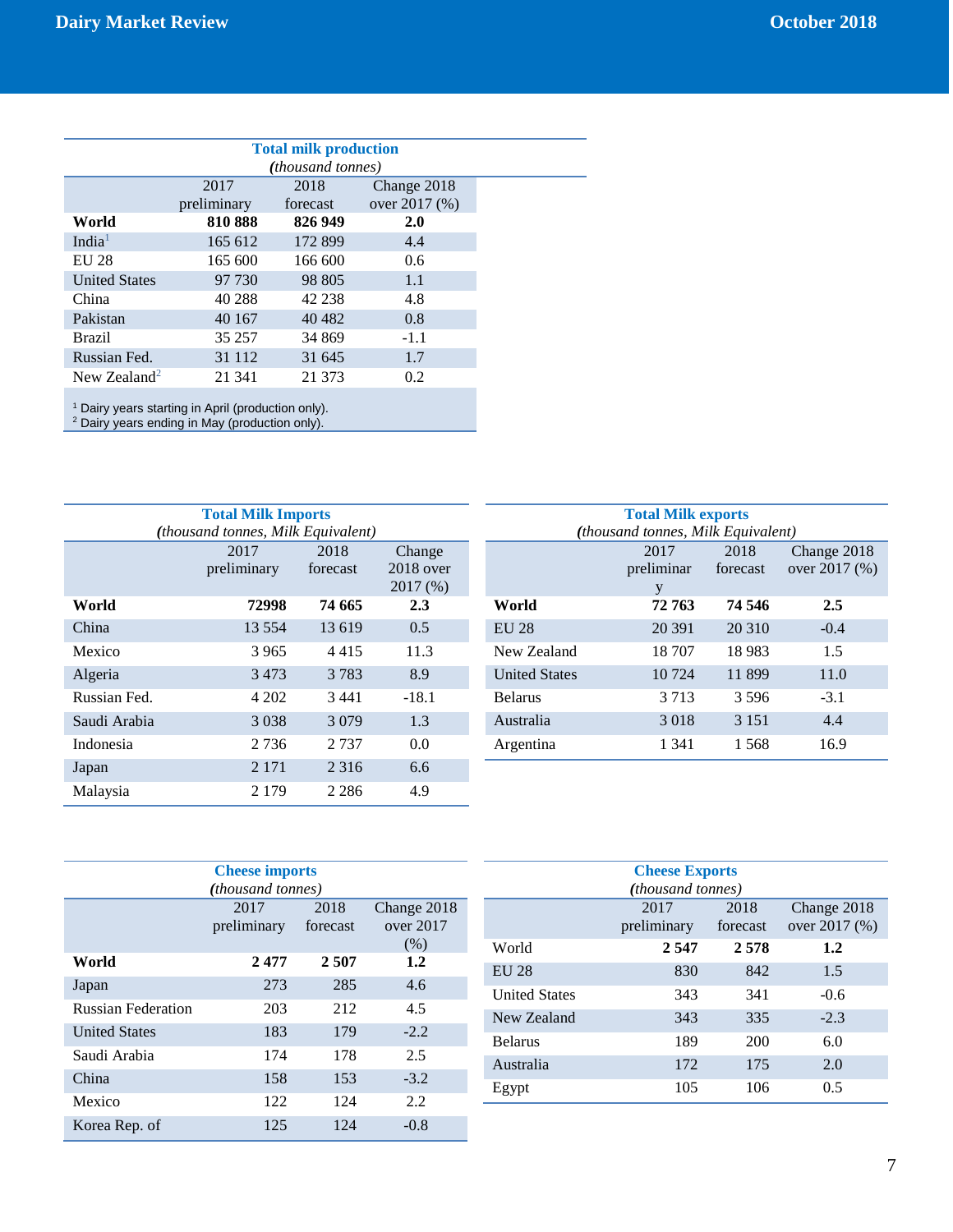**Total milk production**
*(thousand tonnes)*

| | 2017 preliminary | 2018 forecast | Change 2018 over 2017 (%) |
|---|---|---|---|
| **World** | **810 888** | **826 949** | **2.0** |
| India[1] | 165 612 | 172 899 | 4.4 |
| EU 28 | 165 600 | 166 600 | 0.6 |
| United States | 97 730 | 98 805 | 1.1 |
| China | 40 288 | 42 238 | 4.8 |
| Pakistan | 40 167 | 40 482 | 0.8 |
| Brazil | 35 257 | 34 869 | -1.1 |
| Russian Fed. | 31 112 | 31 645 | 1.7 |
| New Zealand[2] | 21 341 | 21 373 | 0.2 |

[1] Dairy years starting in April (production only).
[2] Dairy years ending in May (production only).

**Total Milk Imports**
*(thousand tonnes, Milk Equivalent)*

| | 2017 preliminary | 2018 forecast | Change 2018 over 2017 (%) |
|---|---|---|---|
| **World** | **72998** | **74 665** | **2.3** |
| China | 13 554 | 13 619 | 0.5 |
| Mexico | 3 965 | 4 415 | 11.3 |
| Algeria | 3 473 | 3 783 | 8.9 |
| Russian Fed. | 4 202 | 3 441 | -18.1 |
| Saudi Arabia | 3 038 | 3 079 | 1.3 |
| Indonesia | 2 736 | 2 737 | 0.0 |
| Japan | 2 171 | 2 316 | 6.6 |
| Malaysia | 2 179 | 2 286 | 4.9 |

**Total Milk exports**
*(thousand tonnes, Milk Equivalent)*

| | 2017 preliminary | 2018 forecast | Change 2018 over 2017 (%) |
|---|---|---|---|
| **World** | **72 763** | **74 546** | **2.5** |
| EU 28 | 20 391 | 20 310 | -0.4 |
| New Zealand | 18 707 | 18 983 | 1.5 |
| United States | 10 724 | 11 899 | 11.0 |
| Belarus | 3 713 | 3 596 | -3.1 |
| Australia | 3 018 | 3 151 | 4.4 |
| Argentina | 1 341 | 1 568 | 16.9 |

**Cheese imports**
*(thousand tonnes)*

| | 2017 preliminary | 2018 forecast | Change 2018 over 2017 (%) |
|---|---|---|---|
| **World** | **2 477** | **2 507** | **1.2** |
| Japan | 273 | 285 | 4.6 |
| Russian Federation | 203 | 212 | 4.5 |
| United States | 183 | 179 | -2.2 |
| Saudi Arabia | 174 | 178 | 2.5 |
| China | 158 | 153 | -3.2 |
| Mexico | 122 | 124 | 2.2 |
| Korea Rep. of | 125 | 124 | -0.8 |

**Cheese Exports**
*(thousand tonnes)*

| | 2017 preliminary | 2018 forecast | Change 2018 over 2017 (%) |
|---|---|---|---|
| World | **2 547** | **2 578** | **1.2** |
| EU 28 | 830 | 842 | 1.5 |
| United States | 343 | 341 | -0.6 |
| New Zealand | 343 | 335 | -2.3 |
| Belarus | 189 | 200 | 6.0 |
| Australia | 172 | 175 | 2.0 |
| Egypt | 105 | 106 | 0.5 |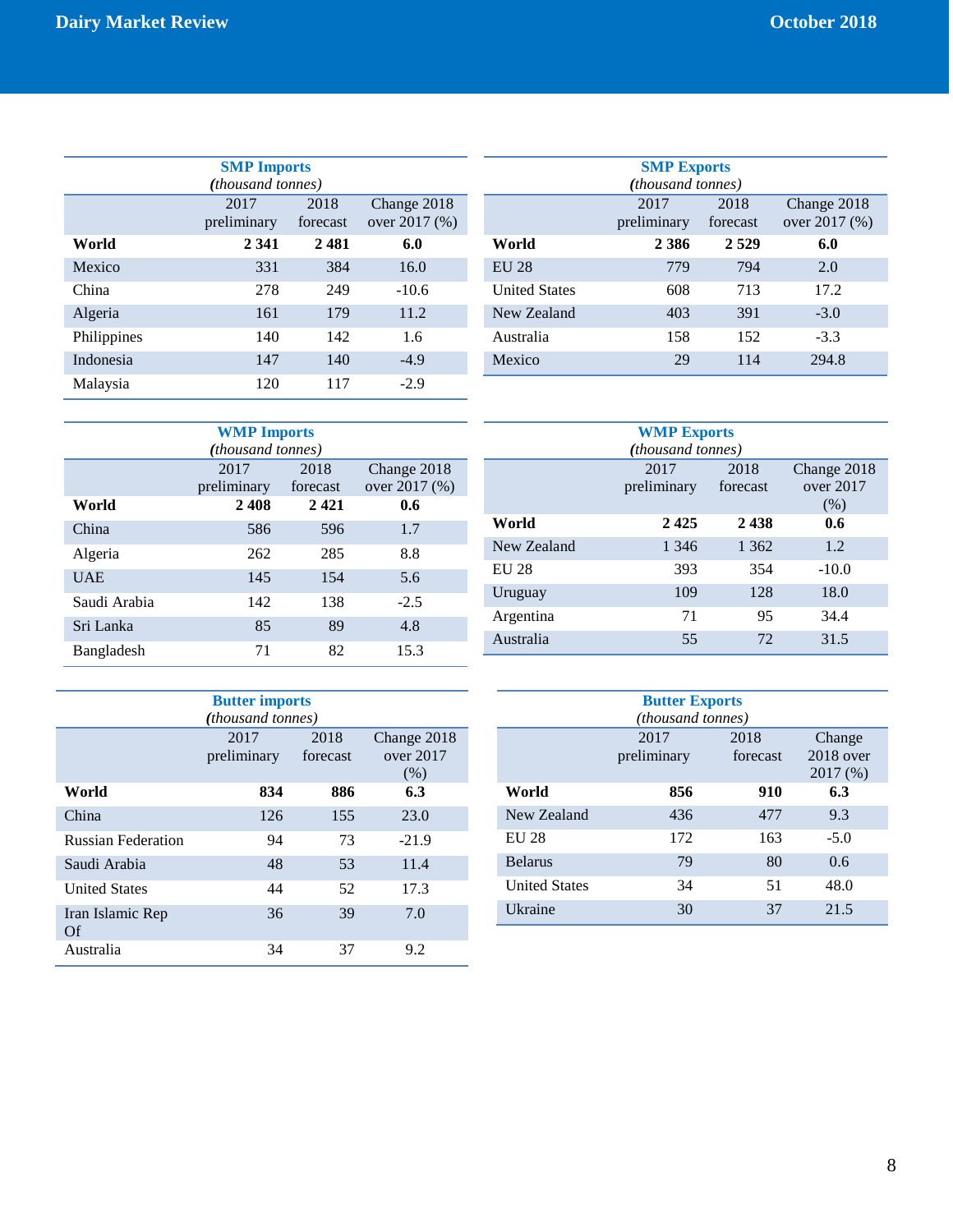**SMP Imports**
*(thousand tonnes)*

| | 2017 preliminary | 2018 forecast | Change 2018 over 2017 (%) |
|---|---|---|---|
| **World** | **2 341** | **2 481** | **6.0** |
| Mexico | 331 | 384 | 16.0 |
| China | 278 | 249 | -10.6 |
| Algeria | 161 | 179 | 11.2 |
| Philippines | 140 | 142 | 1.6 |
| Indonesia | 147 | 140 | -4.9 |
| Malaysia | 120 | 117 | -2.9 |

**SMP Exports**
*(thousand tonnes)*

| | 2017 preliminary | 2018 forecast | Change 2018 over 2017 (%) |
|---|---|---|---|
| **World** | **2 386** | **2 529** | **6.0** |
| EU 28 | 779 | 794 | 2.0 |
| United States | 608 | 713 | 17.2 |
| New Zealand | 403 | 391 | -3.0 |
| Australia | 158 | 152 | -3.3 |
| Mexico | 29 | 114 | 294.8 |

**WMP Imports**
*(thousand tonnes)*

| | 2017 preliminary | 2018 forecast | Change 2018 over 2017 (%) |
|---|---|---|---|
| **World** | **2 408** | **2 421** | **0.6** |
| China | 586 | 596 | 1.7 |
| Algeria | 262 | 285 | 8.8 |
| UAE | 145 | 154 | 5.6 |
| Saudi Arabia | 142 | 138 | -2.5 |
| Sri Lanka | 85 | 89 | 4.8 |
| Bangladesh | 71 | 82 | 15.3 |

**WMP Exports**
*(thousand tonnes)*

| | 2017 preliminary | 2018 forecast | Change 2018 over 2017 (%) |
|---|---|---|---|
| **World** | **2 425** | **2 438** | **0.6** |
| New Zealand | 1 346 | 1 362 | 1.2 |
| EU 28 | 393 | 354 | -10.0 |
| Uruguay | 109 | 128 | 18.0 |
| Argentina | 71 | 95 | 34.4 |
| Australia | 55 | 72 | 31.5 |

**Butter imports**
*(thousand tonnes)*

| | 2017 preliminary | 2018 forecast | Change 2018 over 2017 (%) |
|---|---|---|---|
| **World** | **834** | **886** | **6.3** |
| China | 126 | 155 | 23.0 |
| Russian Federation | 94 | 73 | -21.9 |
| Saudi Arabia | 48 | 53 | 11.4 |
| United States | 44 | 52 | 17.3 |
| Iran Islamic Rep Of | 36 | 39 | 7.0 |
| Australia | 34 | 37 | 9.2 |

**Butter Exports**
*(thousand tonnes)*

| | 2017 preliminary | 2018 forecast | Change 2018 over 2017 (%) |
|---|---|---|---|
| **World** | **856** | **910** | **6.3** |
| New Zealand | 436 | 477 | 9.3 |
| EU 28 | 172 | 163 | -5.0 |
| Belarus | 79 | 80 | 0.6 |
| United States | 34 | 51 | 48.0 |
| Ukraine | 30 | 37 | 21.5 |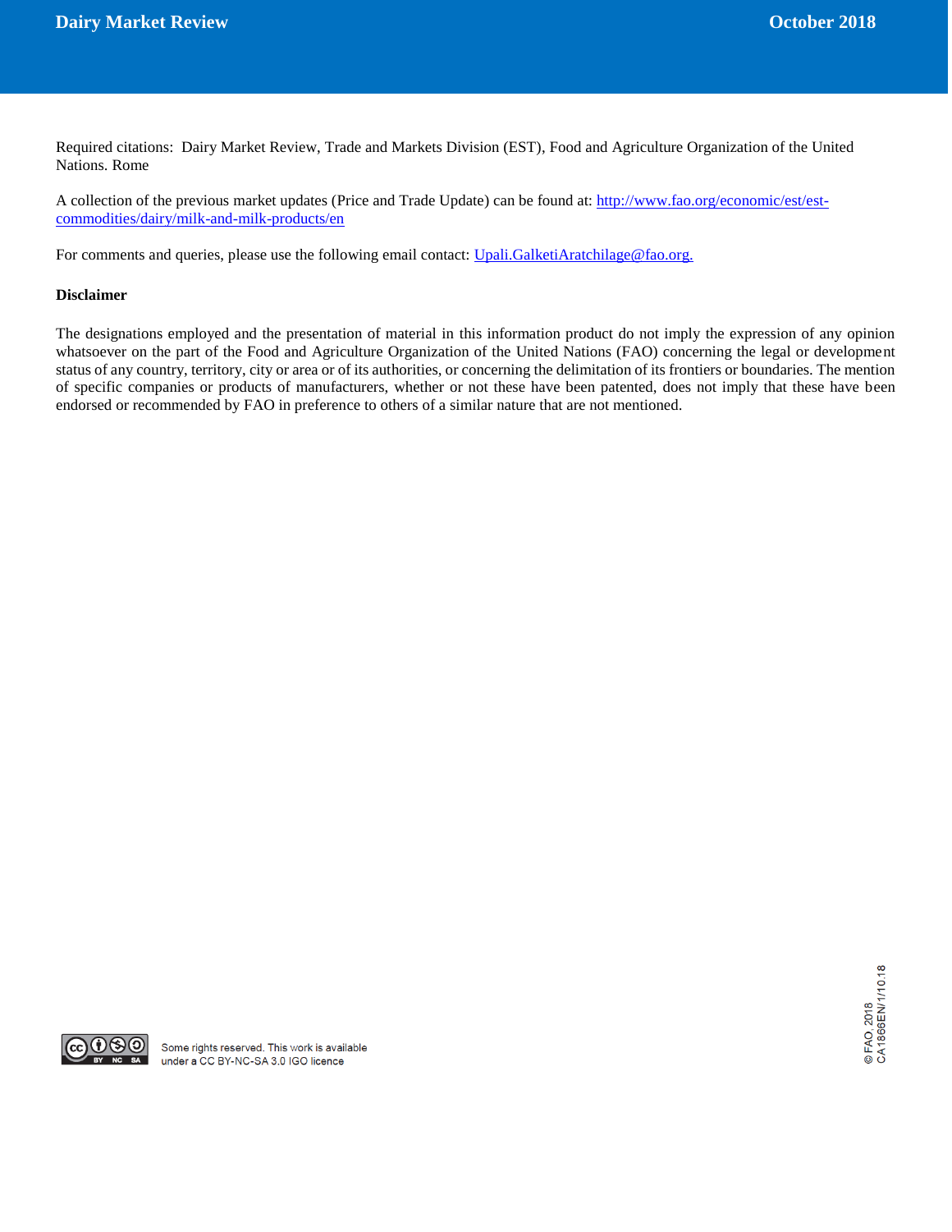Required citations: Dairy Market Review, Trade and Markets Division (EST), Food and Agriculture Organization of the United Nations. Rome

A collection of the previous market updates (Price and Trade Update) can be found at: [http://www.fao.org/economic/est/est-commodities/dairy/milk-and-milk-products/en](http://www.fao.org/economic/est/est-commodities/dairy/milk-and-milk-products/en)

For comments and queries, please use the following email contact: [Upali.GalketiAratchilage@fao.org.](mailto:Upali.GalketiAratchilage@fao.org)

**Disclaimer**

The designations employed and the presentation of material in this information product do not imply the expression of any opinion whatsoever on the part of the Food and Agriculture Organization of the United Nations (FAO) concerning the legal or development status of any country, territory, city or area or of its authorities, or concerning the delimitation of its frontiers or boundaries. The mention of specific companies or products of manufacturers, whether or not these have been patented, does not imply that these have been endorsed or recommended by FAO in preference to others of a similar nature that are not mentioned.

Some rights reserved. This work is available under a CC BY-NC-SA 3.0 IGO licence

© FAO, 2018
CA1866EN/1/10.18